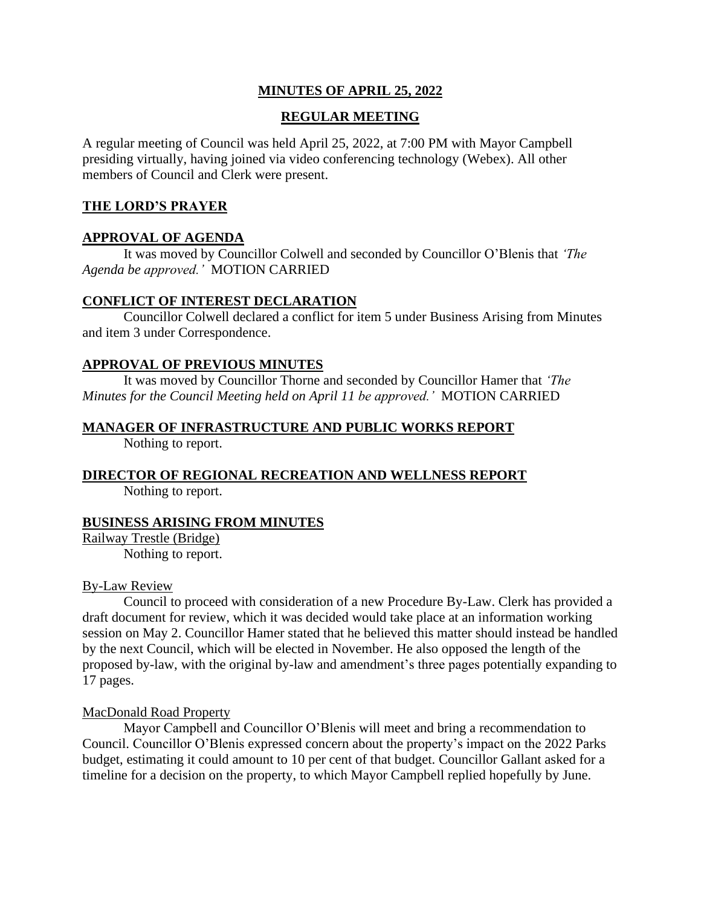# MINUTES OF APRIL 25, 2022

## REGULAR MEETING

A regular meeting of Council was held April 25, 2022, at 7:00 PM with Mayor Campbell presiding virtually, having joined via video conferencing technology (Webex). All other members of Council and Clerk were present.

### THE LORD'S PRAYER

### APPROVAL OF AGENDA

It was moved by Councillor Colwell and seconded by Councillor O'Blenis that *'The Agenda be approved.'* MOTION CARRIED

### CONFLICT OF INTEREST DECLARATION

Councillor Colwell declared a conflict for item 5 under Business Arising from Minutes and item 3 under Correspondence.

### APPROVAL OF PREVIOUS MINUTES

It was moved by Councillor Thorne and seconded by Councillor Hamer that *'The Minutes for the Council Meeting held on April 11 be approved.'* MOTION CARRIED

### MANAGER OF INFRASTRUCTURE AND PUBLIC WORKS REPORT

Nothing to report.

### DIRECTOR OF REGIONAL RECREATION AND WELLNESS REPORT

Nothing to report.

### BUSINESS ARISING FROM MINUTES

Railway Trestle (Bridge)

Nothing to report.

By-Law Review

Council to proceed with consideration of a new Procedure By-Law. Clerk has provided a draft document for review, which it was decided would take place at an information working session on May 2. Councillor Hamer stated that he believed this matter should instead be handled by the next Council, which will be elected in November. He also opposed the length of the proposed by-law, with the original by-law and amendment's three pages potentially expanding to 17 pages.

MacDonald Road Property

Mayor Campbell and Councillor O'Blenis will meet and bring a recommendation to Council. Councillor O'Blenis expressed concern about the property's impact on the 2022 Parks budget, estimating it could amount to 10 per cent of that budget. Councillor Gallant asked for a timeline for a decision on the property, to which Mayor Campbell replied hopefully by June.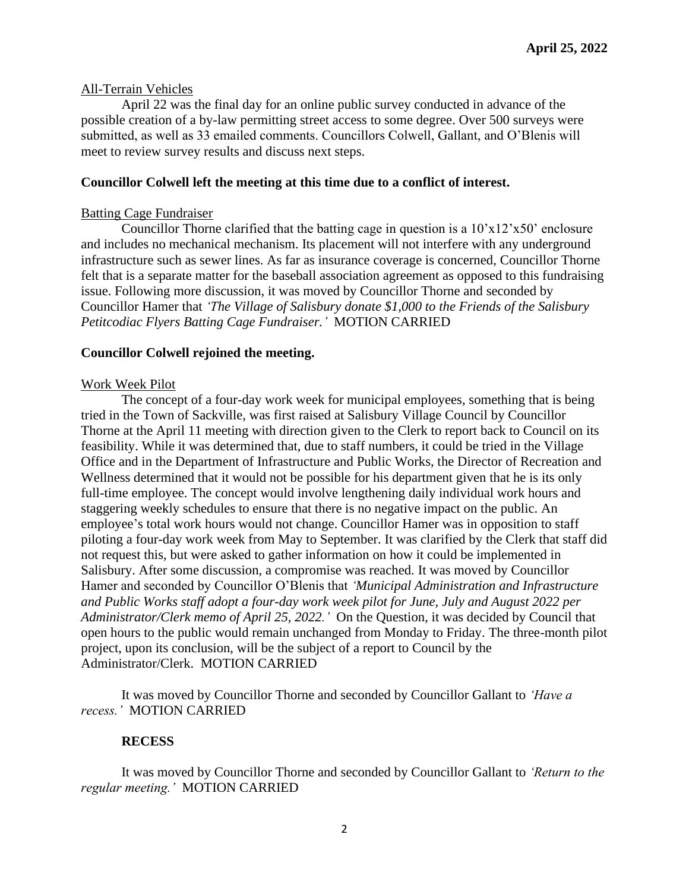All-Terrain Vehicles

April 22 was the final day for an online public survey conducted in advance of the possible creation of a by-law permitting street access to some degree. Over 500 surveys were submitted, as well as 33 emailed comments. Councillors Colwell, Gallant, and O'Blenis will meet to review survey results and discuss next steps.

**Councillor Colwell left the meeting at this time due to a conflict of interest.**

Batting Cage Fundraiser

Councillor Thorne clarified that the batting cage in question is a 10'x12'x50' enclosure and includes no mechanical mechanism. Its placement will not interfere with any underground infrastructure such as sewer lines. As far as insurance coverage is concerned, Councillor Thorne felt that is a separate matter for the baseball association agreement as opposed to this fundraising issue. Following more discussion, it was moved by Councillor Thorne and seconded by Councillor Hamer that *'The Village of Salisbury donate $1,000 to the Friends of the Salisbury Petitcodiac Flyers Batting Cage Fundraiser.'* MOTION CARRIED

**Councillor Colwell rejoined the meeting.**

Work Week Pilot

The concept of a four-day work week for municipal employees, something that is being tried in the Town of Sackville, was first raised at Salisbury Village Council by Councillor Thorne at the April 11 meeting with direction given to the Clerk to report back to Council on its feasibility. While it was determined that, due to staff numbers, it could be tried in the Village Office and in the Department of Infrastructure and Public Works, the Director of Recreation and Wellness determined that it would not be possible for his department given that he is its only full-time employee. The concept would involve lengthening daily individual work hours and staggering weekly schedules to ensure that there is no negative impact on the public. An employee's total work hours would not change. Councillor Hamer was in opposition to staff piloting a four-day work week from May to September. It was clarified by the Clerk that staff did not request this, but were asked to gather information on how it could be implemented in Salisbury. After some discussion, a compromise was reached. It was moved by Councillor Hamer and seconded by Councillor O'Blenis that *'Municipal Administration and Infrastructure and Public Works staff adopt a four-day work week pilot for June, July and August 2022 per Administrator/Clerk memo of April 25, 2022.'* On the Question, it was decided by Council that open hours to the public would remain unchanged from Monday to Friday. The three-month pilot project, upon its conclusion, will be the subject of a report to Council by the Administrator/Clerk. MOTION CARRIED

It was moved by Councillor Thorne and seconded by Councillor Gallant to *'Have a recess.'* MOTION CARRIED

**RECESS**

It was moved by Councillor Thorne and seconded by Councillor Gallant to *'Return to the regular meeting.'* MOTION CARRIED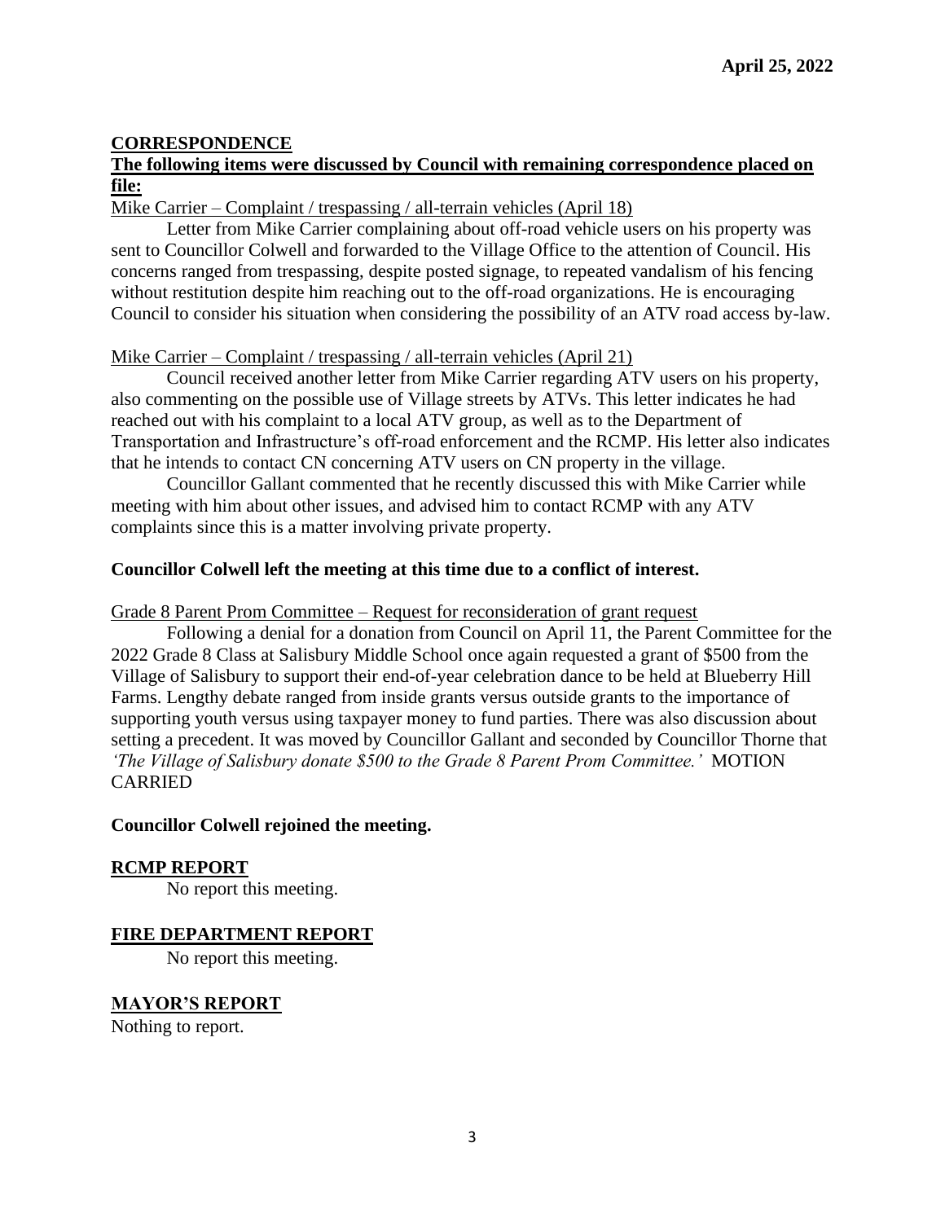**April 25, 2022**

## CORRESPONDENCE

**The following items were discussed by Council with remaining correspondence placed on file:**

Mike Carrier – Complaint / trespassing / all-terrain vehicles (April 18)

Letter from Mike Carrier complaining about off-road vehicle users on his property was sent to Councillor Colwell and forwarded to the Village Office to the attention of Council. His concerns ranged from trespassing, despite posted signage, to repeated vandalism of his fencing without restitution despite him reaching out to the off-road organizations. He is encouraging Council to consider his situation when considering the possibility of an ATV road access by-law.

Mike Carrier – Complaint / trespassing / all-terrain vehicles (April 21)

Council received another letter from Mike Carrier regarding ATV users on his property, also commenting on the possible use of Village streets by ATVs. This letter indicates he had reached out with his complaint to a local ATV group, as well as to the Department of Transportation and Infrastructure's off-road enforcement and the RCMP. His letter also indicates that he intends to contact CN concerning ATV users on CN property in the village.

Councillor Gallant commented that he recently discussed this with Mike Carrier while meeting with him about other issues, and advised him to contact RCMP with any ATV complaints since this is a matter involving private property.

**Councillor Colwell left the meeting at this time due to a conflict of interest.**

Grade 8 Parent Prom Committee – Request for reconsideration of grant request

Following a denial for a donation from Council on April 11, the Parent Committee for the 2022 Grade 8 Class at Salisbury Middle School once again requested a grant of $500 from the Village of Salisbury to support their end-of-year celebration dance to be held at Blueberry Hill Farms. Lengthy debate ranged from inside grants versus outside grants to the importance of supporting youth versus using taxpayer money to fund parties. There was also discussion about setting a precedent. It was moved by Councillor Gallant and seconded by Councillor Thorne that *'The Village of Salisbury donate $500 to the Grade 8 Parent Prom Committee.'* MOTION CARRIED

**Councillor Colwell rejoined the meeting.**

## RCMP REPORT

No report this meeting.

## FIRE DEPARTMENT REPORT

No report this meeting.

## MAYOR'S REPORT

Nothing to report.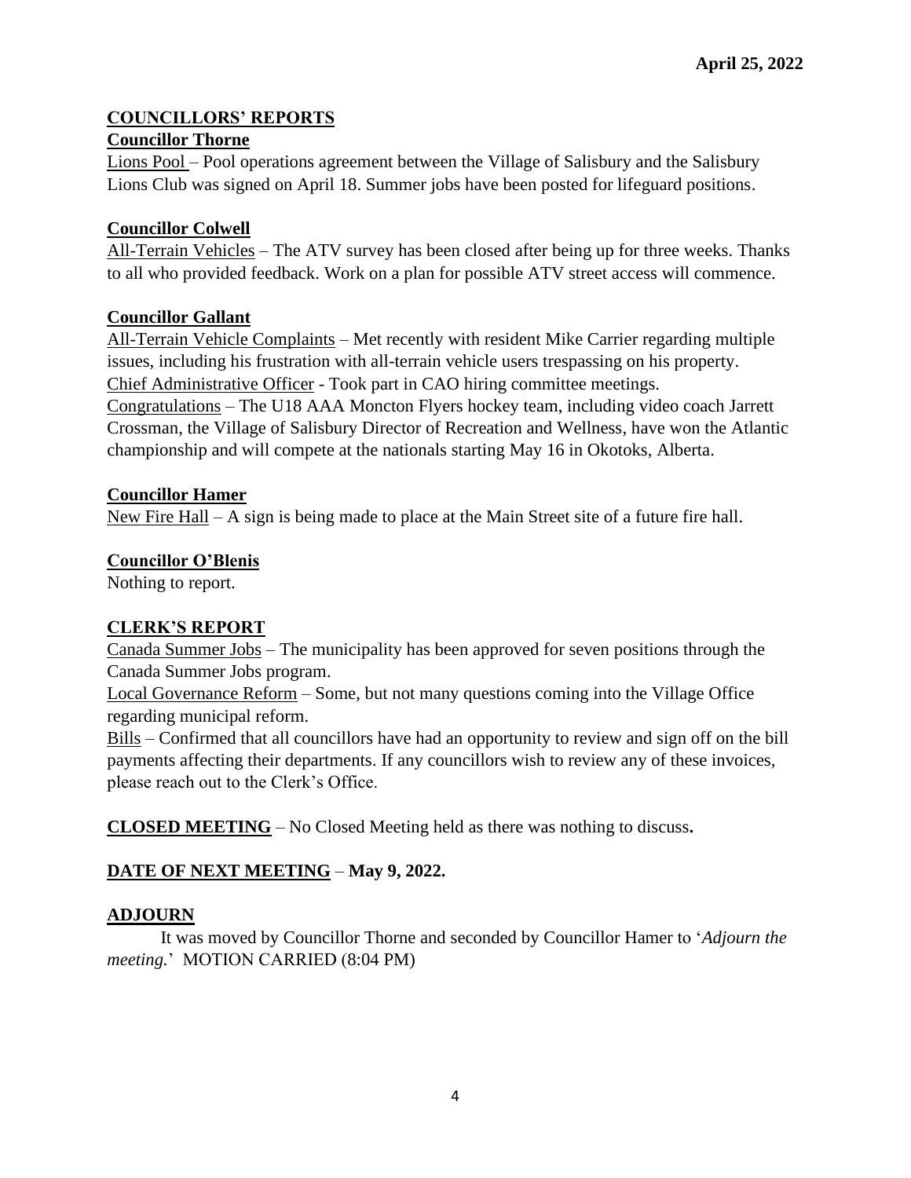April 25, 2022

## COUNCILLORS' REPORTS

### Councillor Thorne

Lions Pool – Pool operations agreement between the Village of Salisbury and the Salisbury Lions Club was signed on April 18. Summer jobs have been posted for lifeguard positions.

### Councillor Colwell

All-Terrain Vehicles – The ATV survey has been closed after being up for three weeks. Thanks to all who provided feedback. Work on a plan for possible ATV street access will commence.

### Councillor Gallant

All-Terrain Vehicle Complaints – Met recently with resident Mike Carrier regarding multiple issues, including his frustration with all-terrain vehicle users trespassing on his property.
Chief Administrative Officer - Took part in CAO hiring committee meetings.
Congratulations – The U18 AAA Moncton Flyers hockey team, including video coach Jarrett Crossman, the Village of Salisbury Director of Recreation and Wellness, have won the Atlantic championship and will compete at the nationals starting May 16 in Okotoks, Alberta.

### Councillor Hamer

New Fire Hall – A sign is being made to place at the Main Street site of a future fire hall.

### Councillor O'Blenis

Nothing to report.

## CLERK'S REPORT

Canada Summer Jobs – The municipality has been approved for seven positions through the Canada Summer Jobs program.
Local Governance Reform – Some, but not many questions coming into the Village Office regarding municipal reform.
Bills – Confirmed that all councillors have had an opportunity to review and sign off on the bill payments affecting their departments. If any councillors wish to review any of these invoices, please reach out to the Clerk's Office.

**CLOSED MEETING** – No Closed Meeting held as there was nothing to discuss**.**

## DATE OF NEXT MEETING – May 9, 2022.

## ADJOURN

It was moved by Councillor Thorne and seconded by Councillor Hamer to '*Adjourn the meeting.*' MOTION CARRIED (8:04 PM)